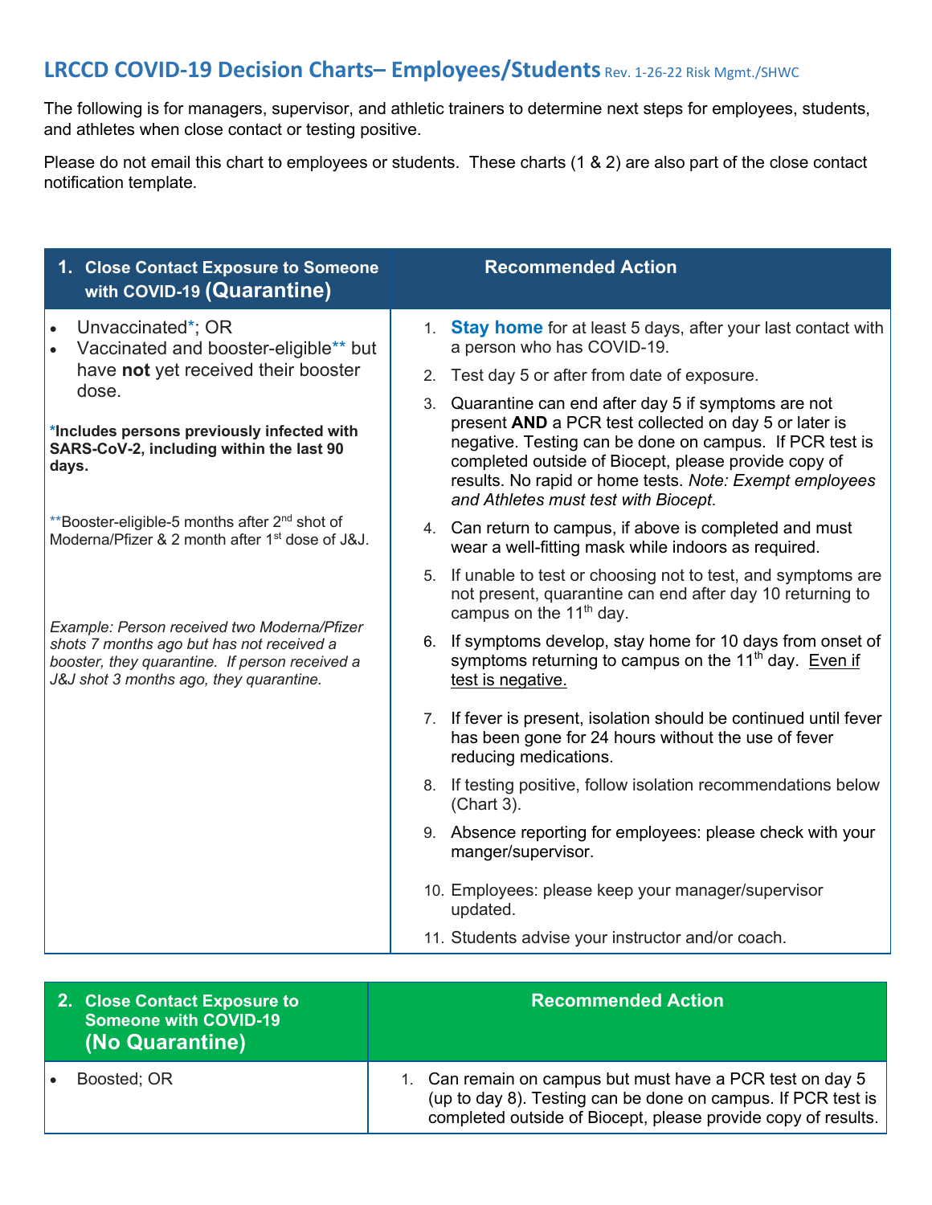## LRCCD COVID-19 Decision Charts– Employees/Students Rev. 1-26-22 Risk Mgmt./SHWC

The following is for managers, supervisor, and athletic trainers to determine next steps for employees, students, and athletes when close contact or testing positive.

Please do not email this chart to employees or students. These charts (1 & 2) are also part of the close contact notification template.

| 1. Close Contact Exposure to Someone with COVID-19 **(Quarantine)** | Recommended Action |
|---|---|
| • Unvaccinated*; OR<br>• Vaccinated and booster-eligible** but have **not** yet received their booster dose.<br><br>***Includes persons previously infected with SARS-CoV-2, including within the last 90 days.**<br><br>**Booster-eligible-5 months after 2nd shot of Moderna/Pfizer & 2 month after 1st dose of J&J.<br><br>*Example: Person received two Moderna/Pfizer shots 7 months ago but has not received a booster, they quarantine. If person received a J&J shot 3 months ago, they quarantine.* | 1. **Stay home** for at least 5 days, after your last contact with a person who has COVID-19.<br>2. Test day 5 or after from date of exposure.<br>3. Quarantine can end after day 5 if symptoms are not present **AND** a PCR test collected on day 5 or later is negative. Testing can be done on campus. If PCR test is completed outside of Biocept, please provide copy of results. No rapid or home tests. *Note: Exempt employees and Athletes must test with Biocept*.<br>4. Can return to campus, if above is completed and must wear a well-fitting mask while indoors as required.<br>5. If unable to test or choosing not to test, and symptoms are not present, quarantine can end after day 10 returning to campus on the 11th day.<br>6. If symptoms develop, stay home for 10 days from onset of symptoms returning to campus on the 11th day. Even if test is negative.<br>7. If fever is present, isolation should be continued until fever has been gone for 24 hours without the use of fever reducing medications.<br>8. If testing positive, follow isolation recommendations below (Chart 3).<br>9. Absence reporting for employees: please check with your manger/supervisor.<br>10. Employees: please keep your manager/supervisor updated.<br>11. Students advise your instructor and/or coach. |

| 2. Close Contact Exposure to Someone with COVID-19 **(No Quarantine)** | Recommended Action |
|---|---|
| • Boosted; OR | 1. Can remain on campus but must have a PCR test on day 5 (up to day 8). Testing can be done on campus. If PCR test is completed outside of Biocept, please provide copy of results. |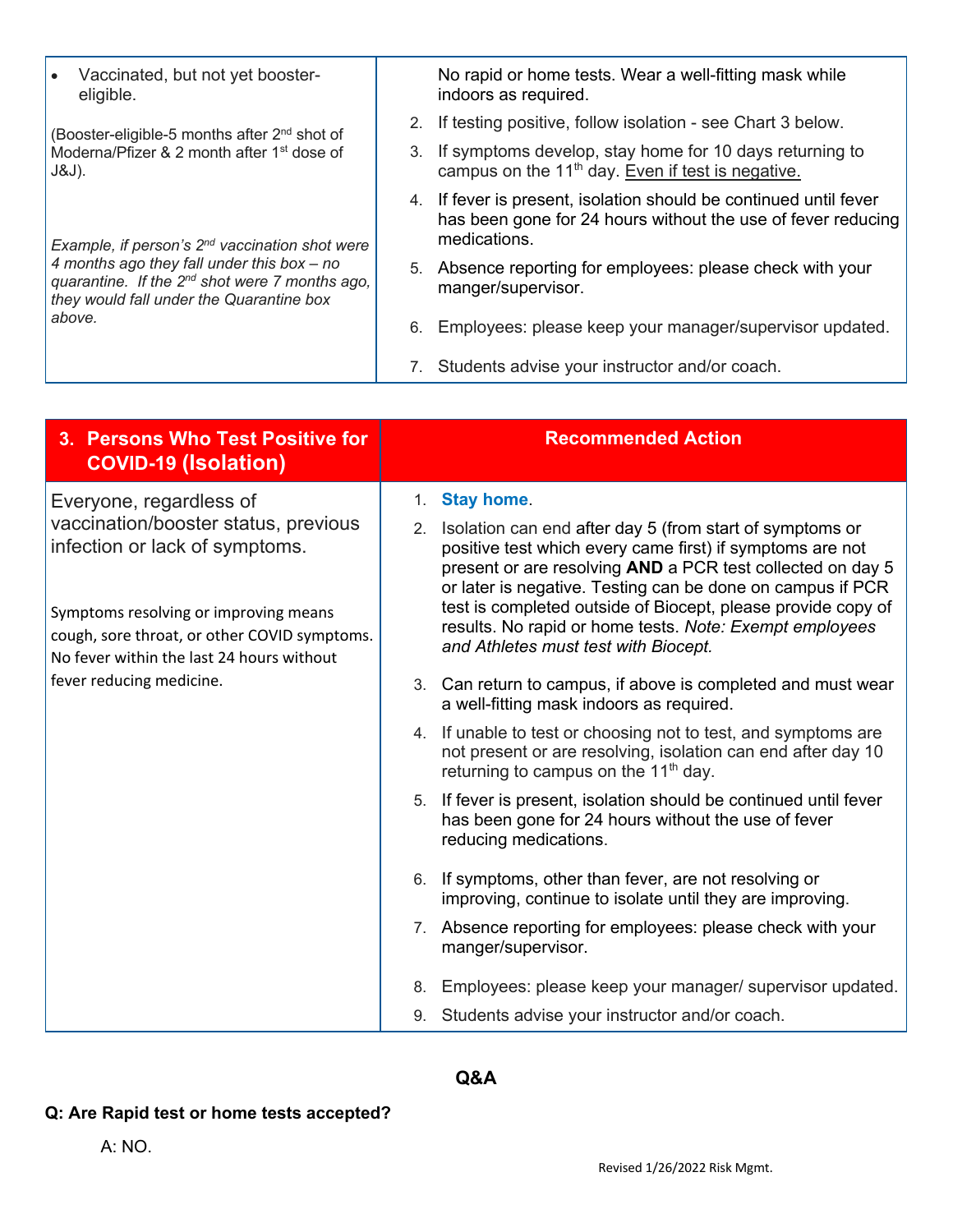| | |
|---|---|
| • Vaccinated, but not yet booster-eligible.<br><br>(Booster-eligible-5 months after 2nd shot of Moderna/Pfizer & 2 month after 1st dose of J&J).<br><br>*Example, if person's 2nd vaccination shot were 4 months ago they fall under this box – no quarantine. If the 2nd shot were 7 months ago, they would fall under the Quarantine box above.* | No rapid or home tests. Wear a well-fitting mask while indoors as required.<br>2. If testing positive, follow isolation - see Chart 3 below.<br>3. If symptoms develop, stay home for 10 days returning to campus on the 11th day. <u>Even if test is negative.</u><br>4. If fever is present, isolation should be continued until fever has been gone for 24 hours without the use of fever reducing medications.<br>5. Absence reporting for employees: please check with your manger/supervisor.<br>6. Employees: please keep your manager/supervisor updated.<br>7. Students advise your instructor and/or coach. |

| 3. Persons Who Test Positive for COVID-19 (Isolation) | Recommended Action |
|---|---|
| Everyone, regardless of vaccination/booster status, previous infection or lack of symptoms.<br><br>Symptoms resolving or improving means cough, sore throat, or other COVID symptoms. No fever within the last 24 hours without fever reducing medicine. | 1. **Stay home**.<br>2. Isolation can end after day 5 (from start of symptoms or positive test which every came first) if symptoms are not present or are resolving **AND** a PCR test collected on day 5 or later is negative. Testing can be done on campus if PCR test is completed outside of Biocept, please provide copy of results. No rapid or home tests. *Note: Exempt employees and Athletes must test with Biocept.*<br>3. Can return to campus, if above is completed and must wear a well-fitting mask indoors as required.<br>4. If unable to test or choosing not to test, and symptoms are not present or are resolving, isolation can end after day 10 returning to campus on the 11th day.<br>5. If fever is present, isolation should be continued until fever has been gone for 24 hours without the use of fever reducing medications.<br>6. If symptoms, other than fever, are not resolving or improving, continue to isolate until they are improving.<br>7. Absence reporting for employees: please check with your manger/supervisor.<br>8. Employees: please keep your manager/ supervisor updated.<br>9. Students advise your instructor and/or coach. |

## Q&A

**Q: Are Rapid test or home tests accepted?**

A: NO.

Revised 1/26/2022 Risk Mgmt.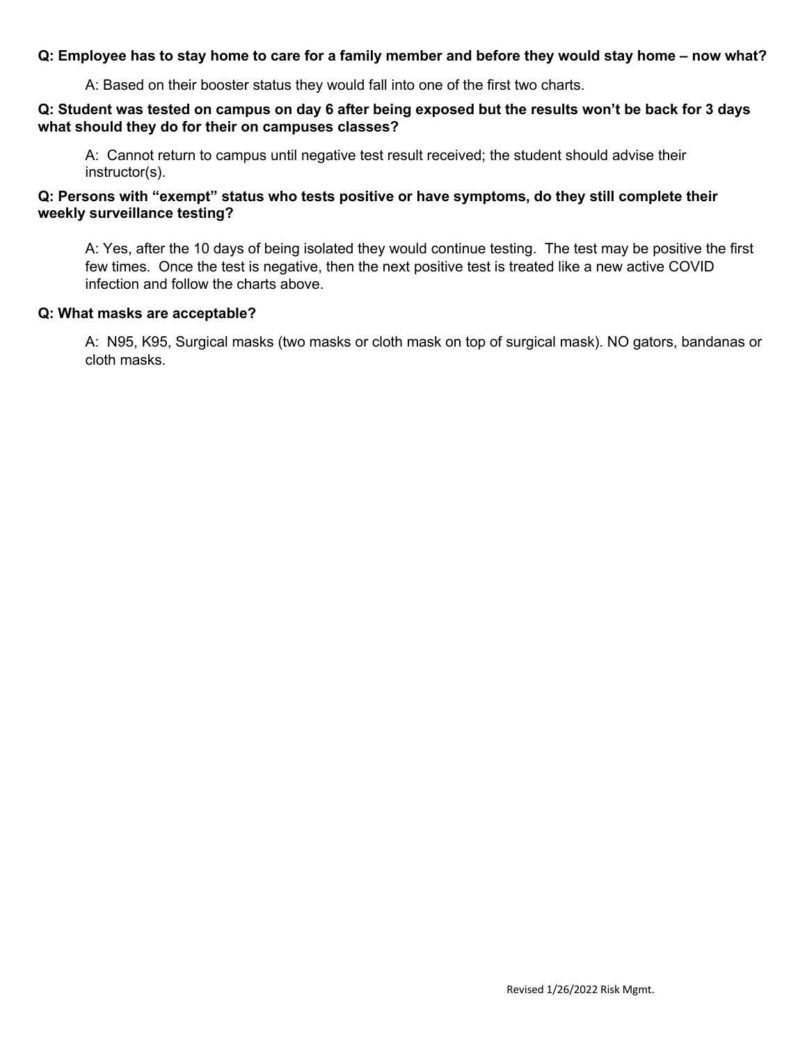**Q: Employee has to stay home to care for a family member and before they would stay home – now what?**

A: Based on their booster status they would fall into one of the first two charts.

**Q: Student was tested on campus on day 6 after being exposed but the results won't be back for 3 days what should they do for their on campuses classes?**

A: Cannot return to campus until negative test result received; the student should advise their instructor(s).

**Q: Persons with "exempt" status who tests positive or have symptoms, do they still complete their weekly surveillance testing?**

A: Yes, after the 10 days of being isolated they would continue testing. The test may be positive the first few times. Once the test is negative, then the next positive test is treated like a new active COVID infection and follow the charts above.

**Q: What masks are acceptable?**

A: N95, K95, Surgical masks (two masks or cloth mask on top of surgical mask). NO gators, bandanas or cloth masks.

Revised 1/26/2022 Risk Mgmt.